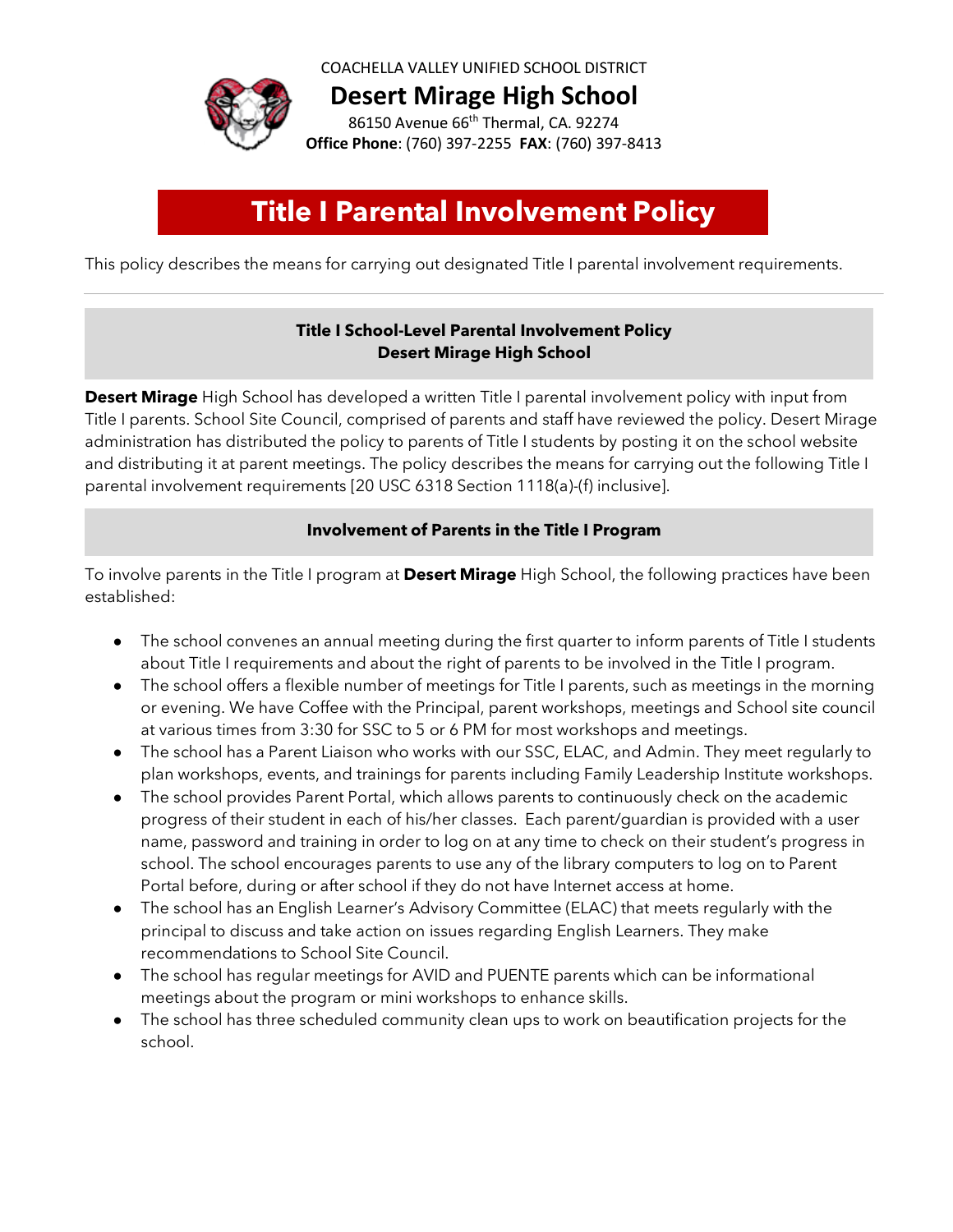COACHELLA VALLEY UNIFIED SCHOOL DISTRICT

# Desert Mirage High School

86150 Avenue 66th Thermal, CA. 92274
**Office Phone**: (760) 397-2255 **FAX**: (760) 397-8413

# Title I Parental Involvement Policy

This policy describes the means for carrying out designated Title I parental involvement requirements.

---

## Title I School-Level Parental Involvement Policy
## Desert Mirage High School

**Desert Mirage** High School has developed a written Title I parental involvement policy with input from Title I parents. School Site Council, comprised of parents and staff have reviewed the policy. Desert Mirage administration has distributed the policy to parents of Title I students by posting it on the school website and distributing it at parent meetings. The policy describes the means for carrying out the following Title I parental involvement requirements [20 USC 6318 Section 1118(a)-(f) inclusive].

## Involvement of Parents in the Title I Program

To involve parents in the Title I program at **Desert Mirage** High School, the following practices have been established:

- The school convenes an annual meeting during the first quarter to inform parents of Title I students about Title I requirements and about the right of parents to be involved in the Title I program.
- The school offers a flexible number of meetings for Title I parents, such as meetings in the morning or evening. We have Coffee with the Principal, parent workshops, meetings and School site council at various times from 3:30 for SSC to 5 or 6 PM for most workshops and meetings.
- The school has a Parent Liaison who works with our SSC, ELAC, and Admin. They meet regularly to plan workshops, events, and trainings for parents including Family Leadership Institute workshops.
- The school provides Parent Portal, which allows parents to continuously check on the academic progress of their student in each of his/her classes. Each parent/guardian is provided with a user name, password and training in order to log on at any time to check on their student's progress in school. The school encourages parents to use any of the library computers to log on to Parent Portal before, during or after school if they do not have Internet access at home.
- The school has an English Learner's Advisory Committee (ELAC) that meets regularly with the principal to discuss and take action on issues regarding English Learners. They make recommendations to School Site Council.
- The school has regular meetings for AVID and PUENTE parents which can be informational meetings about the program or mini workshops to enhance skills.
- The school has three scheduled community clean ups to work on beautification projects for the school.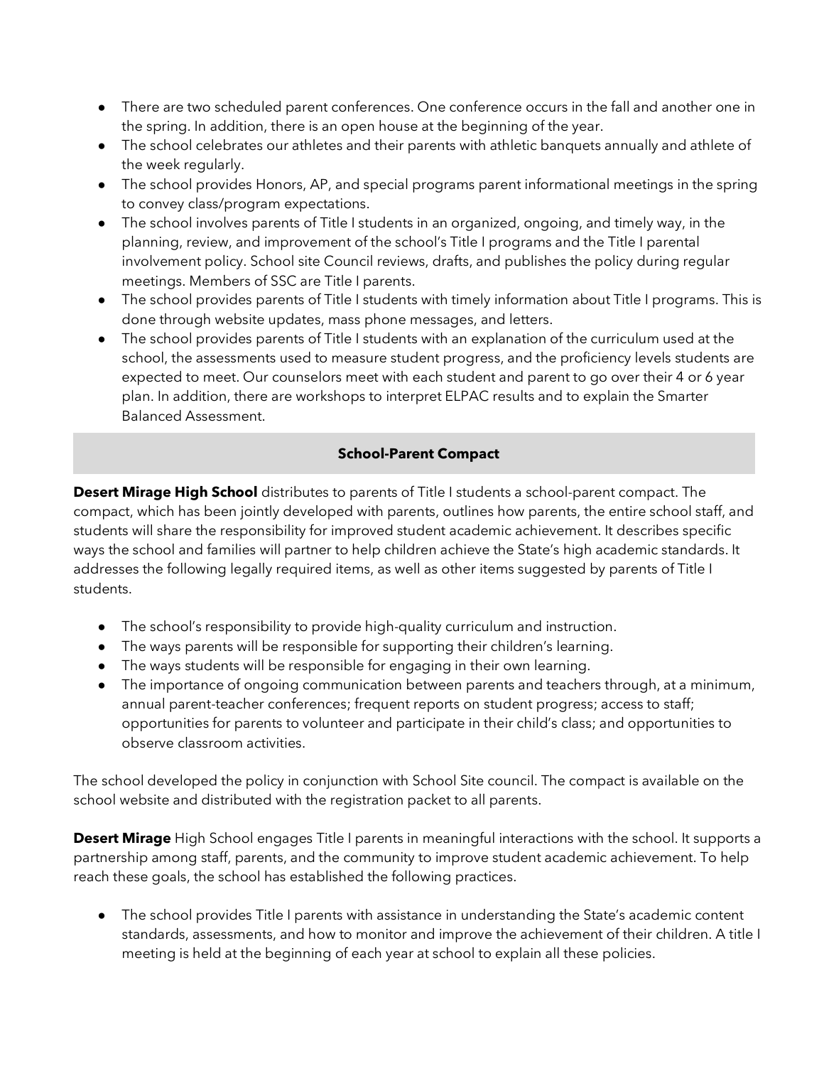- There are two scheduled parent conferences. One conference occurs in the fall and another one in the spring. In addition, there is an open house at the beginning of the year.
- The school celebrates our athletes and their parents with athletic banquets annually and athlete of the week regularly.
- The school provides Honors, AP, and special programs parent informational meetings in the spring to convey class/program expectations.
- The school involves parents of Title I students in an organized, ongoing, and timely way, in the planning, review, and improvement of the school's Title I programs and the Title I parental involvement policy. School site Council reviews, drafts, and publishes the policy during regular meetings. Members of SSC are Title I parents.
- The school provides parents of Title I students with timely information about Title I programs. This is done through website updates, mass phone messages, and letters.
- The school provides parents of Title I students with an explanation of the curriculum used at the school, the assessments used to measure student progress, and the proficiency levels students are expected to meet. Our counselors meet with each student and parent to go over their 4 or 6 year plan. In addition, there are workshops to interpret ELPAC results and to explain the Smarter Balanced Assessment.

## School-Parent Compact

**Desert Mirage High School** distributes to parents of Title I students a school-parent compact. The compact, which has been jointly developed with parents, outlines how parents, the entire school staff, and students will share the responsibility for improved student academic achievement. It describes specific ways the school and families will partner to help children achieve the State's high academic standards. It addresses the following legally required items, as well as other items suggested by parents of Title I students.

- The school's responsibility to provide high-quality curriculum and instruction.
- The ways parents will be responsible for supporting their children's learning.
- The ways students will be responsible for engaging in their own learning.
- The importance of ongoing communication between parents and teachers through, at a minimum, annual parent-teacher conferences; frequent reports on student progress; access to staff; opportunities for parents to volunteer and participate in their child's class; and opportunities to observe classroom activities.

The school developed the policy in conjunction with School Site council. The compact is available on the school website and distributed with the registration packet to all parents.

**Desert Mirage** High School engages Title I parents in meaningful interactions with the school. It supports a partnership among staff, parents, and the community to improve student academic achievement. To help reach these goals, the school has established the following practices.

- The school provides Title I parents with assistance in understanding the State's academic content standards, assessments, and how to monitor and improve the achievement of their children. A title I meeting is held at the beginning of each year at school to explain all these policies.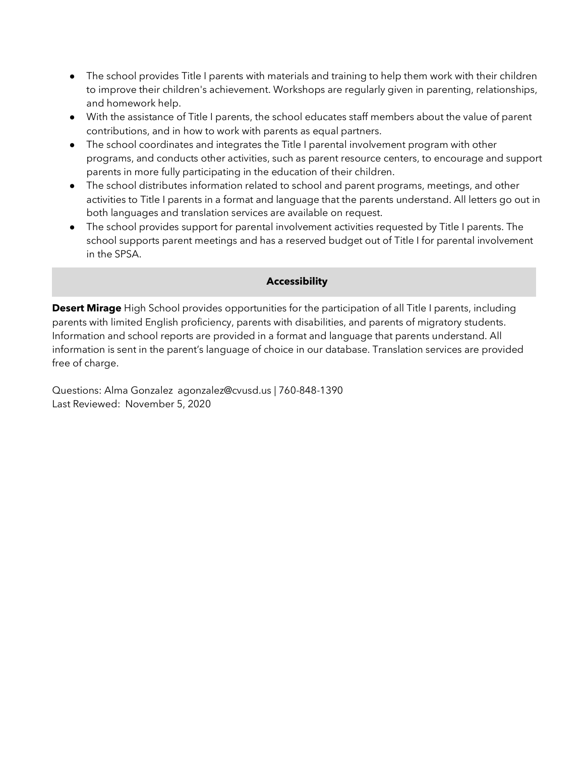- The school provides Title I parents with materials and training to help them work with their children to improve their children's achievement. Workshops are regularly given in parenting, relationships, and homework help.
- With the assistance of Title I parents, the school educates staff members about the value of parent contributions, and in how to work with parents as equal partners.
- The school coordinates and integrates the Title I parental involvement program with other programs, and conducts other activities, such as parent resource centers, to encourage and support parents in more fully participating in the education of their children.
- The school distributes information related to school and parent programs, meetings, and other activities to Title I parents in a format and language that the parents understand. All letters go out in both languages and translation services are available on request.
- The school provides support for parental involvement activities requested by Title I parents. The school supports parent meetings and has a reserved budget out of Title I for parental involvement in the SPSA.

## Accessibility

**Desert Mirage** High School provides opportunities for the participation of all Title I parents, including parents with limited English proficiency, parents with disabilities, and parents of migratory students. Information and school reports are provided in a format and language that parents understand. All information is sent in the parent's language of choice in our database. Translation services are provided free of charge.

Questions: Alma Gonzalez agonzalez@cvusd.us | 760-848-1390
Last Reviewed: November 5, 2020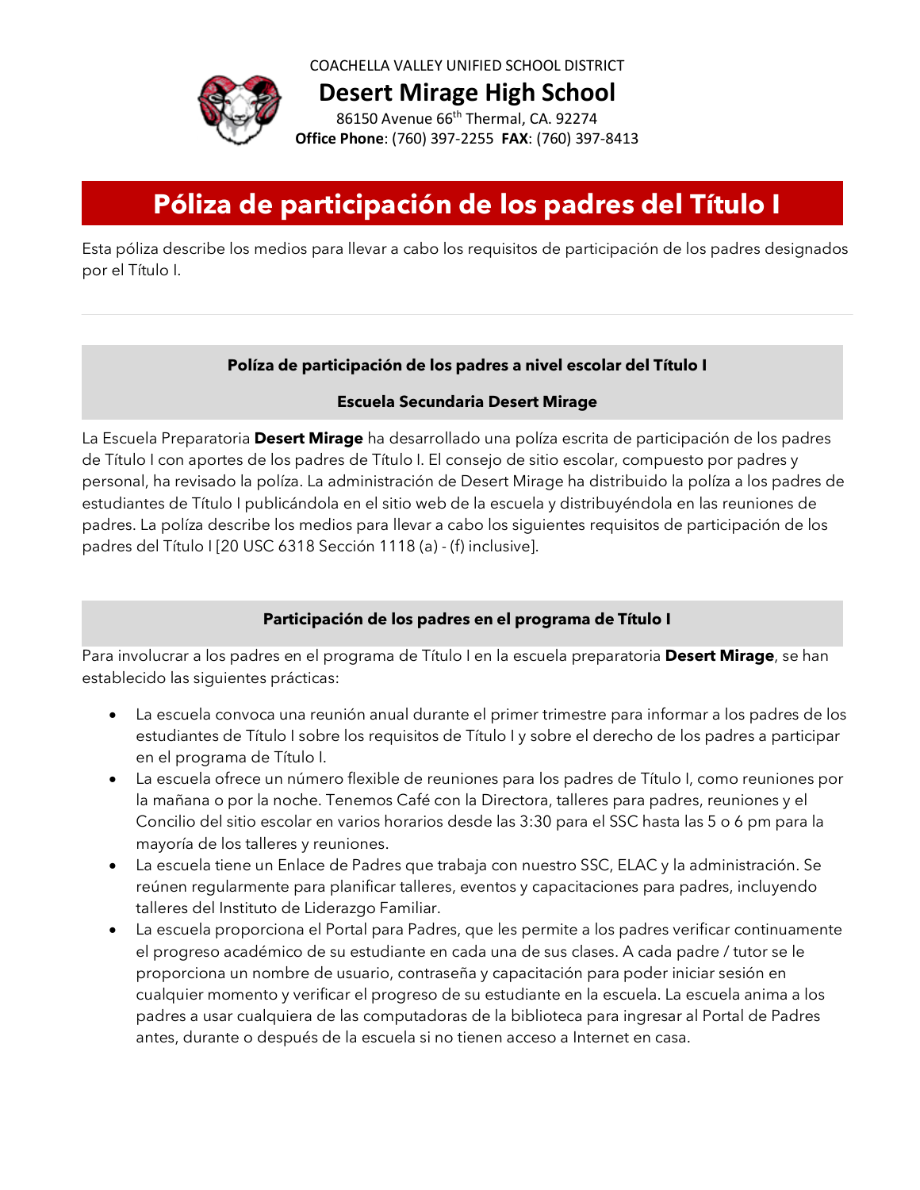COACHELLA VALLEY UNIFIED SCHOOL DISTRICT

# Desert Mirage High School

86150 Avenue 66[th] Thermal, CA. 92274
**Office Phone**: (760) 397-2255  **FAX**: (760) 397-8413

# Póliza de participación de los padres del Título I

Esta póliza describe los medios para llevar a cabo los requisitos de participación de los padres designados por el Título I.

---

## Políza de participación de los padres a nivel escolar del Título I

## Escuela Secundaria Desert Mirage

La Escuela Preparatoria **Desert Mirage** ha desarrollado una políza escrita de participación de los padres de Título I con aportes de los padres de Título I. El consejo de sitio escolar, compuesto por padres y personal, ha revisado la políza. La administración de Desert Mirage ha distribuido la políza a los padres de estudiantes de Título I publicándola en el sitio web de la escuela y distribuyéndola en las reuniones de padres. La políza describe los medios para llevar a cabo los siguientes requisitos de participación de los padres del Título I [20 USC 6318 Sección 1118 (a) - (f) inclusive].

## Participación de los padres en el programa de Título I

Para involucrar a los padres en el programa de Título I en la escuela preparatoria **Desert Mirage**, se han establecido las siguientes prácticas:

- La escuela convoca una reunión anual durante el primer trimestre para informar a los padres de los estudiantes de Título I sobre los requisitos de Título I y sobre el derecho de los padres a participar en el programa de Título I.
- La escuela ofrece un número flexible de reuniones para los padres de Título I, como reuniones por la mañana o por la noche. Tenemos Café con la Directora, talleres para padres, reuniones y el Concilio del sitio escolar en varios horarios desde las 3:30 para el SSC hasta las 5 o 6 pm para la mayoría de los talleres y reuniones.
- La escuela tiene un Enlace de Padres que trabaja con nuestro SSC, ELAC y la administración. Se reúnen regularmente para planificar talleres, eventos y capacitaciones para padres, incluyendo talleres del Instituto de Liderazgo Familiar.
- La escuela proporciona el Portal para Padres, que les permite a los padres verificar continuamente el progreso académico de su estudiante en cada una de sus clases. A cada padre / tutor se le proporciona un nombre de usuario, contraseña y capacitación para poder iniciar sesión en cualquier momento y verificar el progreso de su estudiante en la escuela. La escuela anima a los padres a usar cualquiera de las computadoras de la biblioteca para ingresar al Portal de Padres antes, durante o después de la escuela si no tienen acceso a Internet en casa.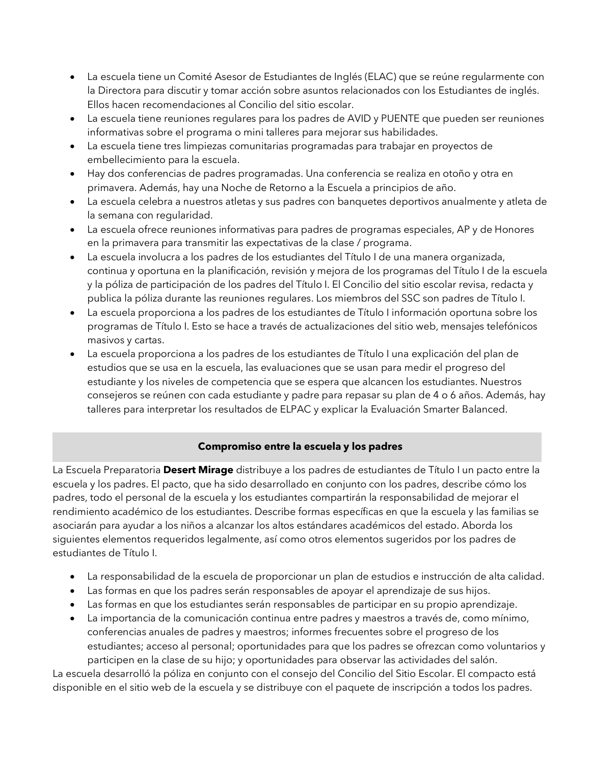- La escuela tiene un Comité Asesor de Estudiantes de Inglés (ELAC) que se reúne regularmente con la Directora para discutir y tomar acción sobre asuntos relacionados con los Estudiantes de inglés. Ellos hacen recomendaciones al Concilio del sitio escolar.
- La escuela tiene reuniones regulares para los padres de AVID y PUENTE que pueden ser reuniones informativas sobre el programa o mini talleres para mejorar sus habilidades.
- La escuela tiene tres limpiezas comunitarias programadas para trabajar en proyectos de embellecimiento para la escuela.
- Hay dos conferencias de padres programadas. Una conferencia se realiza en otoño y otra en primavera. Además, hay una Noche de Retorno a la Escuela a principios de año.
- La escuela celebra a nuestros atletas y sus padres con banquetes deportivos anualmente y atleta de la semana con regularidad.
- La escuela ofrece reuniones informativas para padres de programas especiales, AP y de Honores en la primavera para transmitir las expectativas de la clase / programa.
- La escuela involucra a los padres de los estudiantes del Título I de una manera organizada, continua y oportuna en la planificación, revisión y mejora de los programas del Título I de la escuela y la póliza de participación de los padres del Título I. El Concilio del sitio escolar revisa, redacta y publica la póliza durante las reuniones regulares. Los miembros del SSC son padres de Título I.
- La escuela proporciona a los padres de los estudiantes de Título I información oportuna sobre los programas de Título I. Esto se hace a través de actualizaciones del sitio web, mensajes telefónicos masivos y cartas.
- La escuela proporciona a los padres de los estudiantes de Título I una explicación del plan de estudios que se usa en la escuela, las evaluaciones que se usan para medir el progreso del estudiante y los niveles de competencia que se espera que alcancen los estudiantes. Nuestros consejeros se reúnen con cada estudiante y padre para repasar su plan de 4 o 6 años. Además, hay talleres para interpretar los resultados de ELPAC y explicar la Evaluación Smarter Balanced.

## Compromiso entre la escuela y los padres

La Escuela Preparatoria **Desert Mirage** distribuye a los padres de estudiantes de Título I un pacto entre la escuela y los padres. El pacto, que ha sido desarrollado en conjunto con los padres, describe cómo los padres, todo el personal de la escuela y los estudiantes compartirán la responsabilidad de mejorar el rendimiento académico de los estudiantes. Describe formas específicas en que la escuela y las familias se asociarán para ayudar a los niños a alcanzar los altos estándares académicos del estado. Aborda los siguientes elementos requeridos legalmente, así como otros elementos sugeridos por los padres de estudiantes de Título I.

- La responsabilidad de la escuela de proporcionar un plan de estudios e instrucción de alta calidad.
- Las formas en que los padres serán responsables de apoyar el aprendizaje de sus hijos.
- Las formas en que los estudiantes serán responsables de participar en su propio aprendizaje.
- La importancia de la comunicación continua entre padres y maestros a través de, como mínimo, conferencias anuales de padres y maestros; informes frecuentes sobre el progreso de los estudiantes; acceso al personal; oportunidades para que los padres se ofrezcan como voluntarios y participen en la clase de su hijo; y oportunidades para observar las actividades del salón.

La escuela desarrolló la póliza en conjunto con el consejo del Concilio del Sitio Escolar. El compacto está disponible en el sitio web de la escuela y se distribuye con el paquete de inscripción a todos los padres.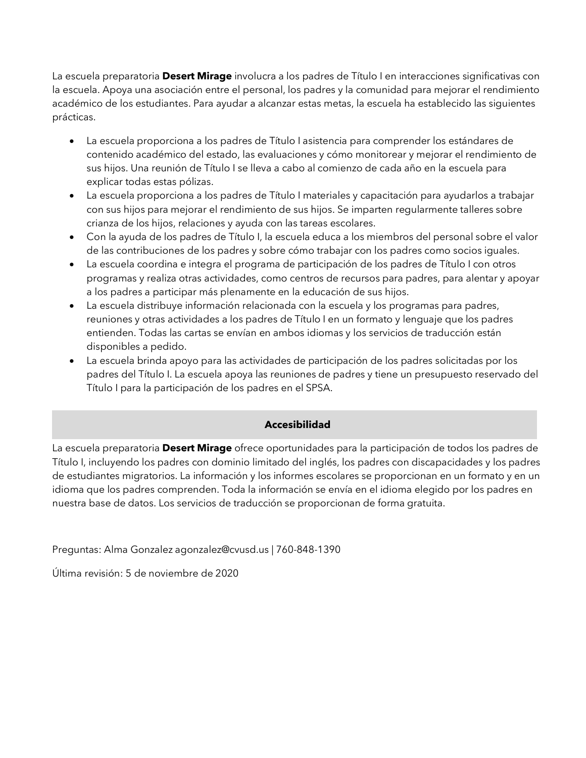La escuela preparatoria **Desert Mirage** involucra a los padres de Título I en interacciones significativas con la escuela. Apoya una asociación entre el personal, los padres y la comunidad para mejorar el rendimiento académico de los estudiantes. Para ayudar a alcanzar estas metas, la escuela ha establecido las siguientes prácticas.

- La escuela proporciona a los padres de Título I asistencia para comprender los estándares de contenido académico del estado, las evaluaciones y cómo monitorear y mejorar el rendimiento de sus hijos. Una reunión de Título I se lleva a cabo al comienzo de cada año en la escuela para explicar todas estas pólizas.
- La escuela proporciona a los padres de Título I materiales y capacitación para ayudarlos a trabajar con sus hijos para mejorar el rendimiento de sus hijos. Se imparten regularmente talleres sobre crianza de los hijos, relaciones y ayuda con las tareas escolares.
- Con la ayuda de los padres de Título I, la escuela educa a los miembros del personal sobre el valor de las contribuciones de los padres y sobre cómo trabajar con los padres como socios iguales.
- La escuela coordina e integra el programa de participación de los padres de Título I con otros programas y realiza otras actividades, como centros de recursos para padres, para alentar y apoyar a los padres a participar más plenamente en la educación de sus hijos.
- La escuela distribuye información relacionada con la escuela y los programas para padres, reuniones y otras actividades a los padres de Título I en un formato y lenguaje que los padres entienden. Todas las cartas se envían en ambos idiomas y los servicios de traducción están disponibles a pedido.
- La escuela brinda apoyo para las actividades de participación de los padres solicitadas por los padres del Título I. La escuela apoya las reuniones de padres y tiene un presupuesto reservado del Título I para la participación de los padres en el SPSA.

## Accesibilidad

La escuela preparatoria **Desert Mirage** ofrece oportunidades para la participación de todos los padres de Título I, incluyendo los padres con dominio limitado del inglés, los padres con discapacidades y los padres de estudiantes migratorios. La información y los informes escolares se proporcionan en un formato y en un idioma que los padres comprenden. Toda la información se envía en el idioma elegido por los padres en nuestra base de datos. Los servicios de traducción se proporcionan de forma gratuita.

Preguntas: Alma Gonzalez agonzalez@cvusd.us | 760-848-1390

Última revisión: 5 de noviembre de 2020